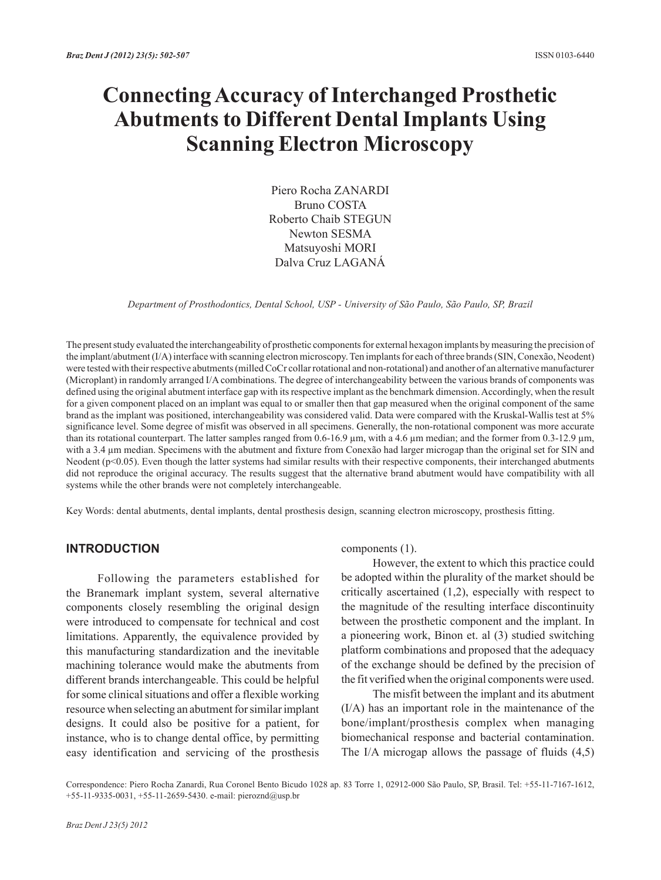# Connecting Accuracy of Interchanged Prosthetic Abutments to Different Dental Implants Using Scanning Electron Microscopy

Piero Rocha ZANARDI
Bruno COSTA
Roberto Chaib STEGUN
Newton SESMA
Matsuyoshi MORI
Dalva Cruz LAGANÁ

*Department of Prosthodontics, Dental School, USP - University of São Paulo, São Paulo, SP, Brazil*

The present study evaluated the interchangeability of prosthetic components for external hexagon implants by measuring the precision of the implant/abutment (I/A) interface with scanning electron microscopy. Ten implants for each of three brands (SIN, Conexão, Neodent) were tested with their respective abutments (milled CoCr collar rotational and non-rotational) and another of an alternative manufacturer (Microplant) in randomly arranged I/A combinations. The degree of interchangeability between the various brands of components was defined using the original abutment interface gap with its respective implant as the benchmark dimension. Accordingly, when the result for a given component placed on an implant was equal to or smaller then that gap measured when the original component of the same brand as the implant was positioned, interchangeability was considered valid. Data were compared with the Kruskal-Wallis test at 5% significance level. Some degree of misfit was observed in all specimens. Generally, the non-rotational component was more accurate than its rotational counterpart. The latter samples ranged from 0.6-16.9 µm, with a 4.6 µm median; and the former from 0.3-12.9 µm, with a 3.4 µm median. Specimens with the abutment and fixture from Conexão had larger microgap than the original set for SIN and Neodent ($p<0.05$). Even though the latter systems had similar results with their respective components, their interchanged abutments did not reproduce the original accuracy. The results suggest that the alternative brand abutment would have compatibility with all systems while the other brands were not completely interchangeable.

Key Words: dental abutments, dental implants, dental prosthesis design, scanning electron microscopy, prosthesis fitting.

## INTRODUCTION

Following the parameters established for the Branemark implant system, several alternative components closely resembling the original design were introduced to compensate for technical and cost limitations. Apparently, the equivalence provided by this manufacturing standardization and the inevitable machining tolerance would make the abutments from different brands interchangeable. This could be helpful for some clinical situations and offer a flexible working resource when selecting an abutment for similar implant designs. It could also be positive for a patient, for instance, who is to change dental office, by permitting easy identification and servicing of the prosthesis components (1).

However, the extent to which this practice could be adopted within the plurality of the market should be critically ascertained (1,2), especially with respect to the magnitude of the resulting interface discontinuity between the prosthetic component and the implant. In a pioneering work, Binon et. al (3) studied switching platform combinations and proposed that the adequacy of the exchange should be defined by the precision of the fit verified when the original components were used.

The misfit between the implant and its abutment (I/A) has an important role in the maintenance of the bone/implant/prosthesis complex when managing biomechanical response and bacterial contamination. The I/A microgap allows the passage of fluids (4,5)

Correspondence: Piero Rocha Zanardi, Rua Coronel Bento Bicudo 1028 ap. 83 Torre 1, 02912-000 São Paulo, SP, Brasil. Tel: +55-11-7167-1612, +55-11-9335-0031, +55-11-2659-5430. e-mail: pieroznd@usp.br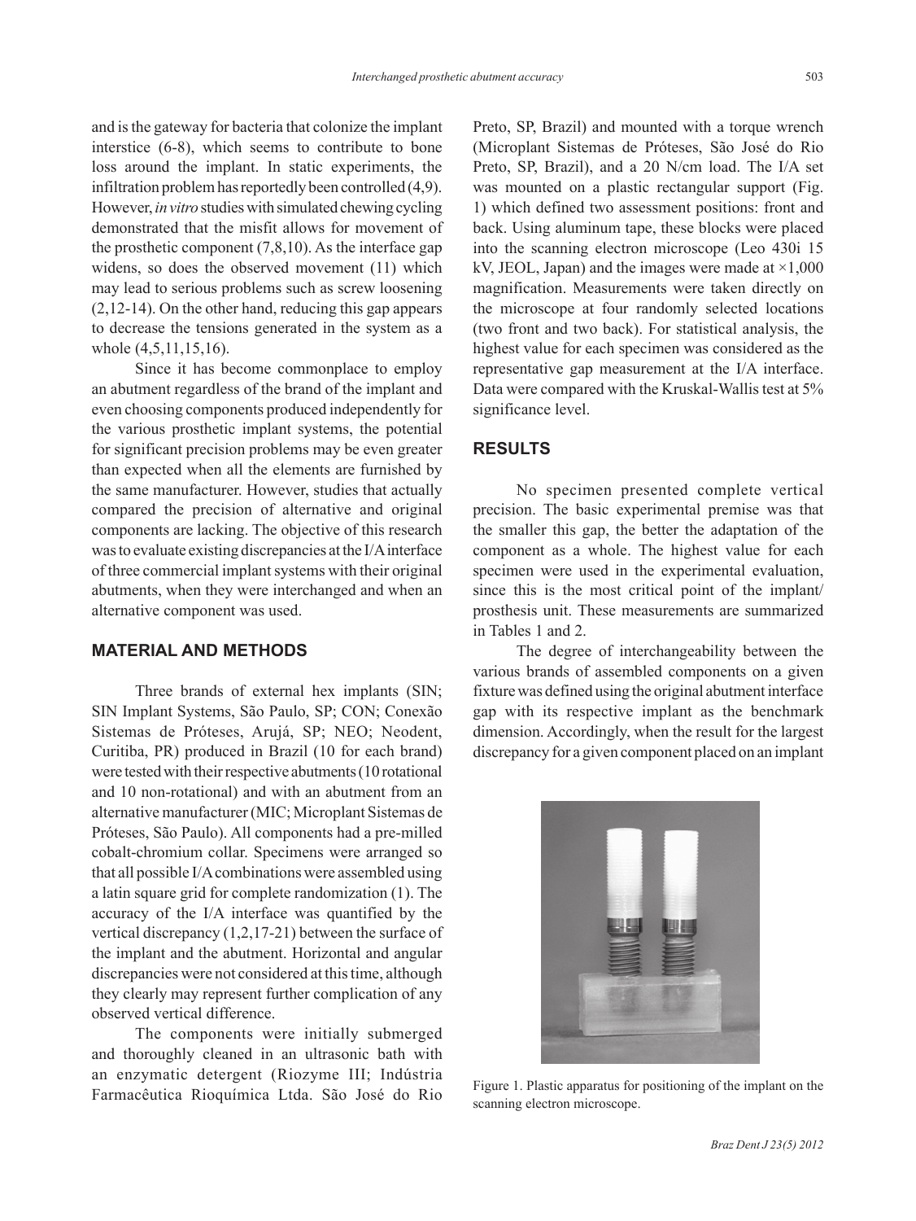and is the gateway for bacteria that colonize the implant interstice (6-8), which seems to contribute to bone loss around the implant. In static experiments, the infiltration problem has reportedly been controlled (4,9). However, *in vitro* studies with simulated chewing cycling demonstrated that the misfit allows for movement of the prosthetic component (7,8,10). As the interface gap widens, so does the observed movement (11) which may lead to serious problems such as screw loosening (2,12-14). On the other hand, reducing this gap appears to decrease the tensions generated in the system as a whole (4,5,11,15,16).

Since it has become commonplace to employ an abutment regardless of the brand of the implant and even choosing components produced independently for the various prosthetic implant systems, the potential for significant precision problems may be even greater than expected when all the elements are furnished by the same manufacturer. However, studies that actually compared the precision of alternative and original components are lacking. The objective of this research was to evaluate existing discrepancies at the I/A interface of three commercial implant systems with their original abutments, when they were interchanged and when an alternative component was used.

## MATERIAL AND METHODS

Three brands of external hex implants (SIN; SIN Implant Systems, São Paulo, SP; CON; Conexão Sistemas de Próteses, Arujá, SP; NEO; Neodent, Curitiba, PR) produced in Brazil (10 for each brand) were tested with their respective abutments (10 rotational and 10 non-rotational) and with an abutment from an alternative manufacturer (MIC; Microplant Sistemas de Próteses, São Paulo). All components had a pre-milled cobalt-chromium collar. Specimens were arranged so that all possible I/A combinations were assembled using a latin square grid for complete randomization (1). The accuracy of the I/A interface was quantified by the vertical discrepancy (1,2,17-21) between the surface of the implant and the abutment. Horizontal and angular discrepancies were not considered at this time, although they clearly may represent further complication of any observed vertical difference.

The components were initially submerged and thoroughly cleaned in an ultrasonic bath with an enzymatic detergent (Riozyme III; Indústria Farmacêutica Rioquímica Ltda. São José do Rio Preto, SP, Brazil) and mounted with a torque wrench (Microplant Sistemas de Próteses, São José do Rio Preto, SP, Brazil), and a 20 N/cm load. The I/A set was mounted on a plastic rectangular support (Fig. 1) which defined two assessment positions: front and back. Using aluminum tape, these blocks were placed into the scanning electron microscope (Leo 430i 15 kV, JEOL, Japan) and the images were made at ×1,000 magnification. Measurements were taken directly on the microscope at four randomly selected locations (two front and two back). For statistical analysis, the highest value for each specimen was considered as the representative gap measurement at the I/A interface. Data were compared with the Kruskal-Wallis test at 5% significance level.

## RESULTS

No specimen presented complete vertical precision. The basic experimental premise was that the smaller this gap, the better the adaptation of the component as a whole. The highest value for each specimen were used in the experimental evaluation, since this is the most critical point of the implant/prosthesis unit. These measurements are summarized in Tables 1 and 2.

The degree of interchangeability between the various brands of assembled components on a given fixture was defined using the original abutment interface gap with its respective implant as the benchmark dimension. Accordingly, when the result for the largest discrepancy for a given component placed on an implant

Figure 1. Plastic apparatus for positioning of the implant on the scanning electron microscope.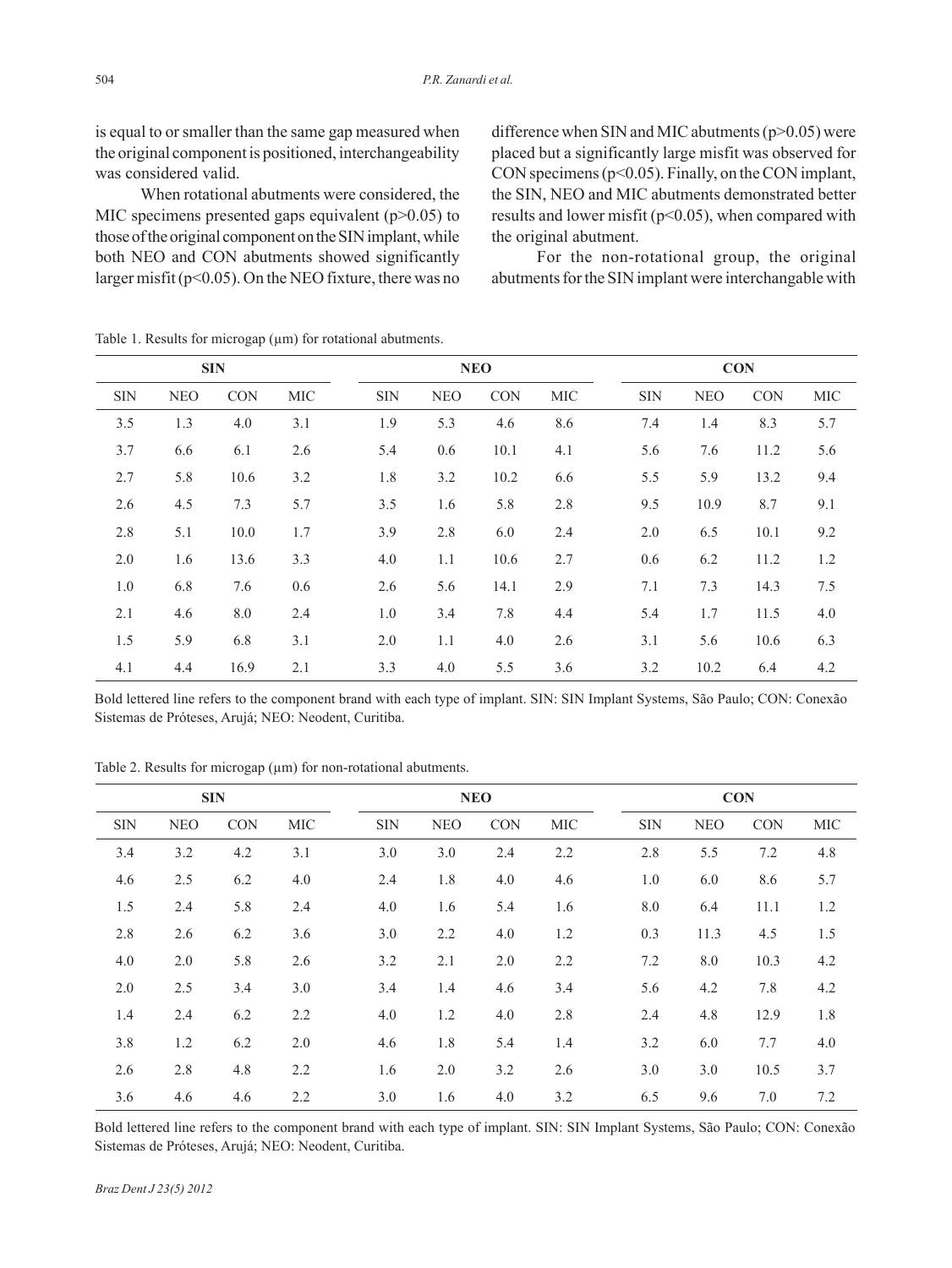is equal to or smaller than the same gap measured when the original component is positioned, interchangeability was considered valid.

When rotational abutments were considered, the MIC specimens presented gaps equivalent ($p>0.05$) to those of the original component on the SIN implant, while both NEO and CON abutments showed significantly larger misfit ($p<0.05$). On the NEO fixture, there was no difference when SIN and MIC abutments ($p>0.05$) were placed but a significantly large misfit was observed for CON specimens ($p<0.05$). Finally, on the CON implant, the SIN, NEO and MIC abutments demonstrated better results and lower misfit ($p<0.05$), when compared with the original abutment.

For the non-rotational group, the original abutments for the SIN implant were interchangable with

Table 1. Results for microgap (μm) for rotational abutments.

| SIN | | | | NEO | | | | CON | | | |
|---|---|---|---|---|---|---|---|---|---|---|---|
| SIN | NEO | CON | MIC | SIN | NEO | CON | MIC | SIN | NEO | CON | MIC |
| 3.5 | 1.3 | 4.0 | 3.1 | 1.9 | 5.3 | 4.6 | 8.6 | 7.4 | 1.4 | 8.3 | 5.7 |
| 3.7 | 6.6 | 6.1 | 2.6 | 5.4 | 0.6 | 10.1 | 4.1 | 5.6 | 7.6 | 11.2 | 5.6 |
| 2.7 | 5.8 | 10.6 | 3.2 | 1.8 | 3.2 | 10.2 | 6.6 | 5.5 | 5.9 | 13.2 | 9.4 |
| 2.6 | 4.5 | 7.3 | 5.7 | 3.5 | 1.6 | 5.8 | 2.8 | 9.5 | 10.9 | 8.7 | 9.1 |
| 2.8 | 5.1 | 10.0 | 1.7 | 3.9 | 2.8 | 6.0 | 2.4 | 2.0 | 6.5 | 10.1 | 9.2 |
| 2.0 | 1.6 | 13.6 | 3.3 | 4.0 | 1.1 | 10.6 | 2.7 | 0.6 | 6.2 | 11.2 | 1.2 |
| 1.0 | 6.8 | 7.6 | 0.6 | 2.6 | 5.6 | 14.1 | 2.9 | 7.1 | 7.3 | 14.3 | 7.5 |
| 2.1 | 4.6 | 8.0 | 2.4 | 1.0 | 3.4 | 7.8 | 4.4 | 5.4 | 1.7 | 11.5 | 4.0 |
| 1.5 | 5.9 | 6.8 | 3.1 | 2.0 | 1.1 | 4.0 | 2.6 | 3.1 | 5.6 | 10.6 | 6.3 |
| 4.1 | 4.4 | 16.9 | 2.1 | 3.3 | 4.0 | 5.5 | 3.6 | 3.2 | 10.2 | 6.4 | 4.2 |

Bold lettered line refers to the component brand with each type of implant. SIN: SIN Implant Systems, São Paulo; CON: Conexão Sistemas de Próteses, Arujá; NEO: Neodent, Curitiba.

Table 2. Results for microgap (μm) for non-rotational abutments.

| SIN | | | | NEO | | | | CON | | | |
|---|---|---|---|---|---|---|---|---|---|---|---|
| SIN | NEO | CON | MIC | SIN | NEO | CON | MIC | SIN | NEO | CON | MIC |
| 3.4 | 3.2 | 4.2 | 3.1 | 3.0 | 3.0 | 2.4 | 2.2 | 2.8 | 5.5 | 7.2 | 4.8 |
| 4.6 | 2.5 | 6.2 | 4.0 | 2.4 | 1.8 | 4.0 | 4.6 | 1.0 | 6.0 | 8.6 | 5.7 |
| 1.5 | 2.4 | 5.8 | 2.4 | 4.0 | 1.6 | 5.4 | 1.6 | 8.0 | 6.4 | 11.1 | 1.2 |
| 2.8 | 2.6 | 6.2 | 3.6 | 3.0 | 2.2 | 4.0 | 1.2 | 0.3 | 11.3 | 4.5 | 1.5 |
| 4.0 | 2.0 | 5.8 | 2.6 | 3.2 | 2.1 | 2.0 | 2.2 | 7.2 | 8.0 | 10.3 | 4.2 |
| 2.0 | 2.5 | 3.4 | 3.0 | 3.4 | 1.4 | 4.6 | 3.4 | 5.6 | 4.2 | 7.8 | 4.2 |
| 1.4 | 2.4 | 6.2 | 2.2 | 4.0 | 1.2 | 4.0 | 2.8 | 2.4 | 4.8 | 12.9 | 1.8 |
| 3.8 | 1.2 | 6.2 | 2.0 | 4.6 | 1.8 | 5.4 | 1.4 | 3.2 | 6.0 | 7.7 | 4.0 |
| 2.6 | 2.8 | 4.8 | 2.2 | 1.6 | 2.0 | 3.2 | 2.6 | 3.0 | 3.0 | 10.5 | 3.7 |
| 3.6 | 4.6 | 4.6 | 2.2 | 3.0 | 1.6 | 4.0 | 3.2 | 6.5 | 9.6 | 7.0 | 7.2 |

Bold lettered line refers to the component brand with each type of implant. SIN: SIN Implant Systems, São Paulo; CON: Conexão Sistemas de Próteses, Arujá; NEO: Neodent, Curitiba.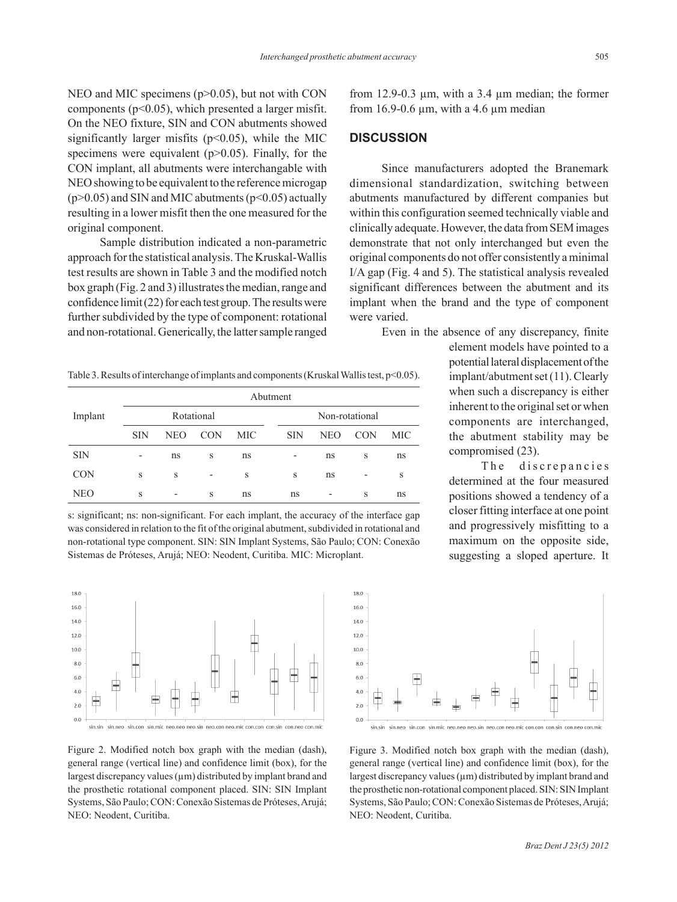NEO and MIC specimens ($p>0.05$), but not with CON components ($p<0.05$), which presented a larger misfit. On the NEO fixture, SIN and CON abutments showed significantly larger misfits ($p<0.05$), while the MIC specimens were equivalent ($p>0.05$). Finally, for the CON implant, all abutments were interchangable with NEO showing to be equivalent to the reference microgap ($p>0.05$) and SIN and MIC abutments ($p<0.05$) actually resulting in a lower misfit then the one measured for the original component.

Sample distribution indicated a non-parametric approach for the statistical analysis. The Kruskal-Wallis test results are shown in Table 3 and the modified notch box graph (Fig. 2 and 3) illustrates the median, range and confidence limit (22) for each test group. The results were further subdivided by the type of component: rotational and non-rotational. Generically, the latter sample ranged from 12.9-0.3 µm, with a 3.4 µm median; the former from 16.9-0.6 µm, with a 4.6 µm median

Table 3. Results of interchange of implants and components (Kruskal Wallis test, $p<0.05$).

| Implant | Abutment | | | | | | | |
|---|---|---|---|---|---|---|---|---|
| | Rotational | | | | Non-rotational | | | |
| | SIN | NEO | CON | MIC | SIN | NEO | CON | MIC |
| SIN | - | ns | s | ns | - | ns | s | ns |
| CON | s | s | - | s | s | ns | - | s |
| NEO | s | - | s | ns | ns | - | s | ns |

s: significant; ns: non-significant. For each implant, the accuracy of the interface gap was considered in relation to the fit of the original abutment, subdivided in rotational and non-rotational type component. SIN: SIN Implant Systems, São Paulo; CON: Conexão Sistemas de Próteses, Arujá; NEO: Neodent, Curitiba. MIC: Microplant.

Figure 2. Modified notch box graph with the median (dash), general range (vertical line) and confidence limit (box), for the largest discrepancy values (µm) distributed by implant brand and the prosthetic rotational component placed. SIN: SIN Implant Systems, São Paulo; CON: Conexão Sistemas de Próteses, Arujá; NEO: Neodent, Curitiba.

Figure 3. Modified notch box graph with the median (dash), general range (vertical line) and confidence limit (box), for the largest discrepancy values (µm) distributed by implant brand and the prosthetic non-rotational component placed. SIN: SIN Implant Systems, São Paulo; CON: Conexão Sistemas de Próteses, Arujá; NEO: Neodent, Curitiba.

## DISCUSSION

Since manufacturers adopted the Branemark dimensional standardization, switching between abutments manufactured by different companies but within this configuration seemed technically viable and clinically adequate. However, the data from SEM images demonstrate that not only interchanged but even the original components do not offer consistently a minimal I/A gap (Fig. 4 and 5). The statistical analysis revealed significant differences between the abutment and its implant when the brand and the type of component were varied.

Even in the absence of any discrepancy, finite element models have pointed to a potential lateral displacement of the implant/abutment set (11). Clearly when such a discrepancy is either inherent to the original set or when components are interchanged, the abutment stability may be compromised (23).

The discrepancies determined at the four measured positions showed a tendency of a closer fitting interface at one point and progressively misfitting to a maximum on the opposite side, suggesting a sloped aperture. It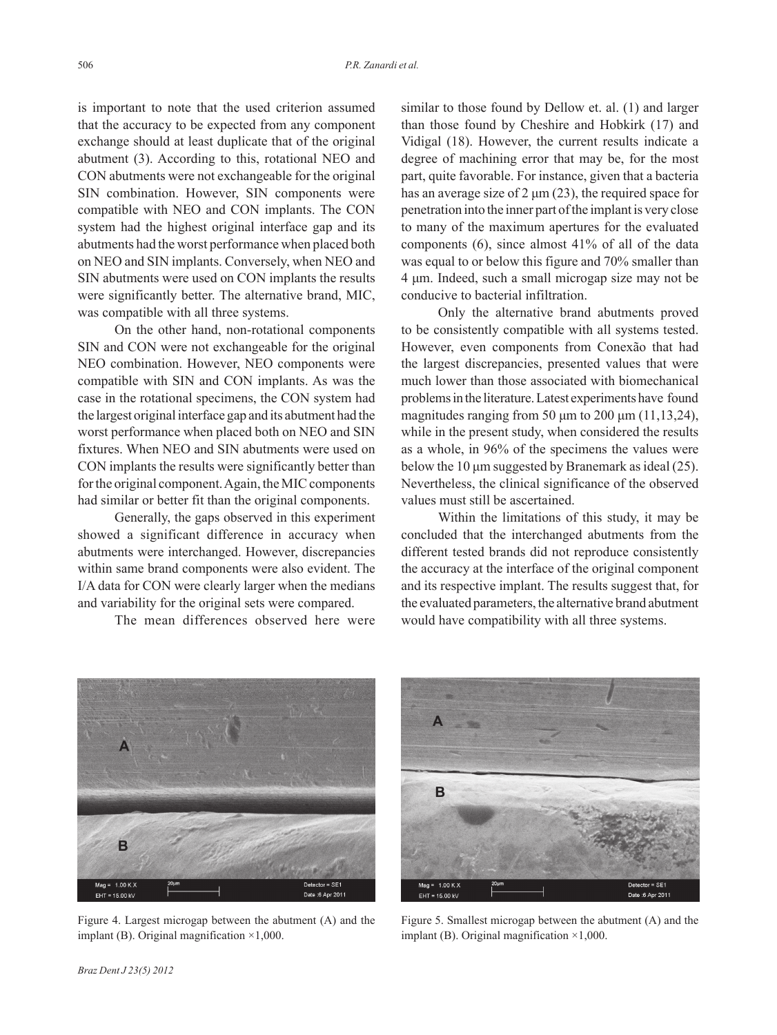is important to note that the used criterion assumed that the accuracy to be expected from any component exchange should at least duplicate that of the original abutment (3). According to this, rotational NEO and CON abutments were not exchangeable for the original SIN combination. However, SIN components were compatible with NEO and CON implants. The CON system had the highest original interface gap and its abutments had the worst performance when placed both on NEO and SIN implants. Conversely, when NEO and SIN abutments were used on CON implants the results were significantly better. The alternative brand, MIC, was compatible with all three systems.

On the other hand, non-rotational components SIN and CON were not exchangeable for the original NEO combination. However, NEO components were compatible with SIN and CON implants. As was the case in the rotational specimens, the CON system had the largest original interface gap and its abutment had the worst performance when placed both on NEO and SIN fixtures. When NEO and SIN abutments were used on CON implants the results were significantly better than for the original component. Again, the MIC components had similar or better fit than the original components.

Generally, the gaps observed in this experiment showed a significant difference in accuracy when abutments were interchanged. However, discrepancies within same brand components were also evident. The I/A data for CON were clearly larger when the medians and variability for the original sets were compared.

The mean differences observed here were similar to those found by Dellow et. al. (1) and larger than those found by Cheshire and Hobkirk (17) and Vidigal (18). However, the current results indicate a degree of machining error that may be, for the most part, quite favorable. For instance, given that a bacteria has an average size of 2 μm (23), the required space for penetration into the inner part of the implant is very close to many of the maximum apertures for the evaluated components (6), since almost 41% of all of the data was equal to or below this figure and 70% smaller than 4 μm. Indeed, such a small microgap size may not be conducive to bacterial infiltration.

Only the alternative brand abutments proved to be consistently compatible with all systems tested. However, even components from Conexão that had the largest discrepancies, presented values that were much lower than those associated with biomechanical problems in the literature. Latest experiments have found magnitudes ranging from 50 μm to 200 μm (11,13,24), while in the present study, when considered the results as a whole, in 96% of the specimens the values were below the 10 μm suggested by Branemark as ideal (25). Nevertheless, the clinical significance of the observed values must still be ascertained.

Within the limitations of this study, it may be concluded that the interchanged abutments from the different tested brands did not reproduce consistently the accuracy at the interface of the original component and its respective implant. The results suggest that, for the evaluated parameters, the alternative brand abutment would have compatibility with all three systems.

Figure 4. Largest microgap between the abutment (A) and the implant (B). Original magnification ×1,000.

Figure 5. Smallest microgap between the abutment (A) and the implant (B). Original magnification ×1,000.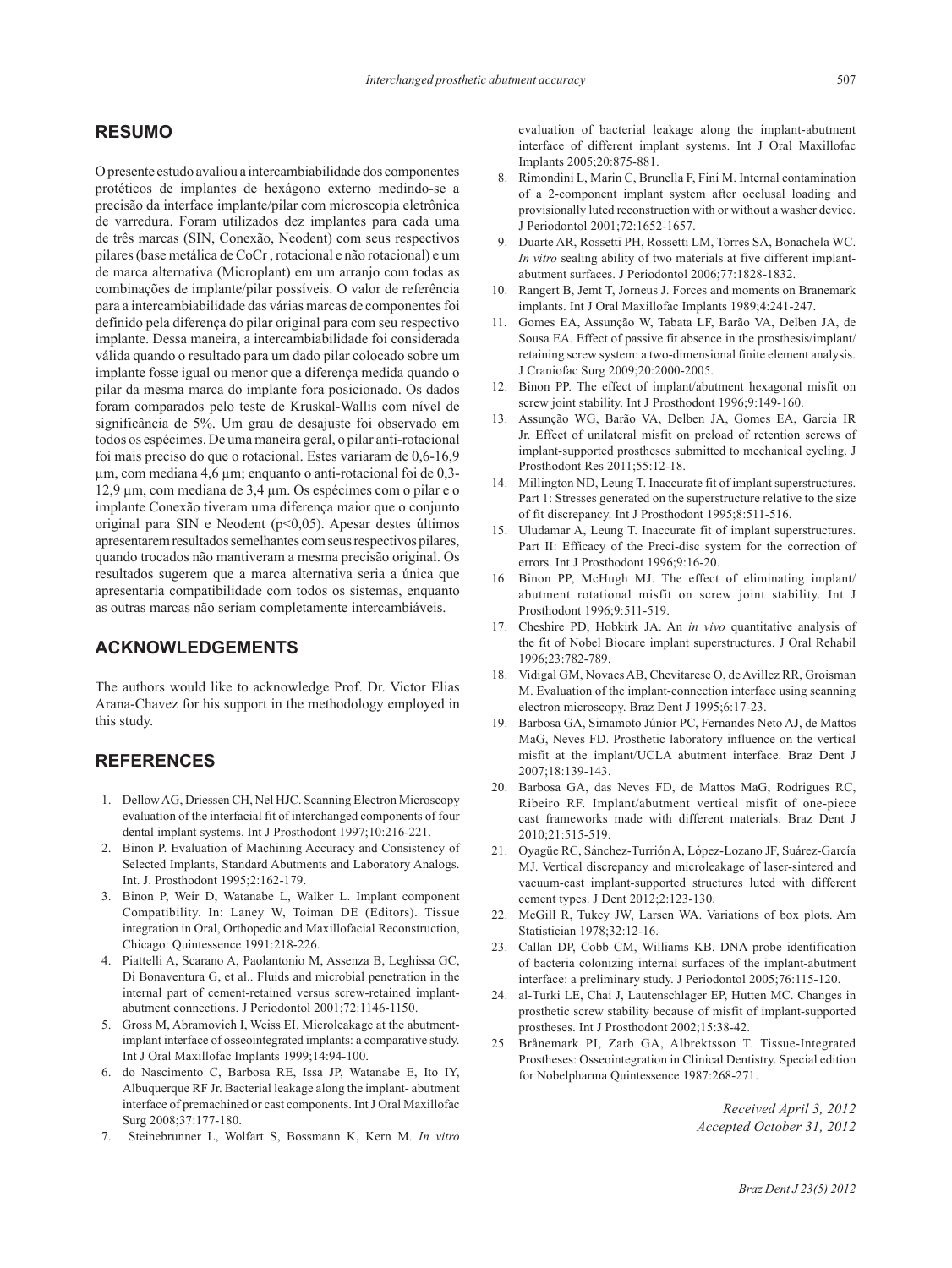## RESUMO

O presente estudo avaliou a intercambiabilidade dos componentes protéticos de implantes de hexágono externo medindo-se a precisão da interface implante/pilar com microscopia eletrônica de varredura. Foram utilizados dez implantes para cada uma de três marcas (SIN, Conexão, Neodent) com seus respectivos pilares (base metálica de CoCr , rotacional e não rotacional) e um de marca alternativa (Microplant) em um arranjo com todas as combinações de implante/pilar possíveis. O valor de referência para a intercambiabilidade das várias marcas de componentes foi definido pela diferença do pilar original para com seu respectivo implante. Dessa maneira, a intercambiabilidade foi considerada válida quando o resultado para um dado pilar colocado sobre um implante fosse igual ou menor que a diferença medida quando o pilar da mesma marca do implante fora posicionado. Os dados foram comparados pelo teste de Kruskal-Wallis com nível de significância de 5%. Um grau de desajuste foi observado em todos os espécimes. De uma maneira geral, o pilar anti-rotacional foi mais preciso do que o rotacional. Estes variaram de 0,6-16,9 µm, com mediana 4,6 µm; enquanto o anti-rotacional foi de 0,3-12,9 µm, com mediana de 3,4 µm. Os espécimes com o pilar e o implante Conexão tiveram uma diferença maior que o conjunto original para SIN e Neodent ($p<0,05$). Apesar destes últimos apresentarem resultados semelhantes com seus respectivos pilares, quando trocados não mantiveram a mesma precisão original. Os resultados sugerem que a marca alternativa seria a única que apresentaria compatibilidade com todos os sistemas, enquanto as outras marcas não seriam completamente intercambiáveis.

## ACKNOWLEDGEMENTS

The authors would like to acknowledge Prof. Dr. Victor Elias Arana-Chavez for his support in the methodology employed in this study.

## REFERENCES

1. Dellow AG, Driessen CH, Nel HJC. Scanning Electron Microscopy evaluation of the interfacial fit of interchanged components of four dental implant systems. Int J Prosthodont 1997;10:216-221.
2. Binon P. Evaluation of Machining Accuracy and Consistency of Selected Implants, Standard Abutments and Laboratory Analogs. Int. J. Prosthodont 1995;2:162-179.
3. Binon P, Weir D, Watanabe L, Walker L. Implant component Compatibility. In: Laney W, Toiman DE (Editors). Tissue integration in Oral, Orthopedic and Maxillofacial Reconstruction, Chicago: Quintessence 1991:218-226.
4. Piattelli A, Scarano A, Paolantonio M, Assenza B, Leghissa GC, Di Bonaventura G, et al.. Fluids and microbial penetration in the internal part of cement-retained versus screw-retained implant-abutment connections. J Periodontol 2001;72:1146-1150.
5. Gross M, Abramovich I, Weiss EI. Microleakage at the abutment-implant interface of osseointegrated implants: a comparative study. Int J Oral Maxillofac Implants 1999;14:94-100.
6. do Nascimento C, Barbosa RE, Issa JP, Watanabe E, Ito IY, Albuquerque RF Jr. Bacterial leakage along the implant- abutment interface of premachined or cast components. Int J Oral Maxillofac Surg 2008;37:177-180.
7. Steinebrunner L, Wolfart S, Bossmann K, Kern M. *In vitro* evaluation of bacterial leakage along the implant-abutment interface of different implant systems. Int J Oral Maxillofac Implants 2005;20:875-881.
8. Rimondini L, Marin C, Brunella F, Fini M. Internal contamination of a 2-component implant system after occlusal loading and provisionally luted reconstruction with or without a washer device. J Periodontol 2001;72:1652-1657.
9. Duarte AR, Rossetti PH, Rossetti LM, Torres SA, Bonachela WC. *In vitro* sealing ability of two materials at five different implant-abutment surfaces. J Periodontol 2006;77:1828-1832.
10. Rangert B, Jemt T, Jorneus J. Forces and moments on Branemark implants. Int J Oral Maxillofac Implants 1989;4:241-247.
11. Gomes EA, Assunção W, Tabata LF, Barão VA, Delben JA, de Sousa EA. Effect of passive fit absence in the prosthesis/implant/retaining screw system: a two-dimensional finite element analysis. J Craniofac Surg 2009;20:2000-2005.
12. Binon PP. The effect of implant/abutment hexagonal misfit on screw joint stability. Int J Prosthodont 1996;9:149-160.
13. Assunção WG, Barão VA, Delben JA, Gomes EA, Garcia IR Jr. Effect of unilateral misfit on preload of retention screws of implant-supported prostheses submitted to mechanical cycling. J Prosthodont Res 2011;55:12-18.
14. Millington ND, Leung T. Inaccurate fit of implant superstructures. Part 1: Stresses generated on the superstructure relative to the size of fit discrepancy. Int J Prosthodont 1995;8:511-516.
15. Uludamar A, Leung T. Inaccurate fit of implant superstructures. Part II: Efficacy of the Preci-disc system for the correction of errors. Int J Prosthodont 1996;9:16-20.
16. Binon PP, McHugh MJ. The effect of eliminating implant/abutment rotational misfit on screw joint stability. Int J Prosthodont 1996;9:511-519.
17. Cheshire PD, Hobkirk JA. An *in vivo* quantitative analysis of the fit of Nobel Biocare implant superstructures. J Oral Rehabil 1996;23:782-789.
18. Vidigal GM, Novaes AB, Chevitarese O, de Avillez RR, Groisman M. Evaluation of the implant-connection interface using scanning electron microscopy. Braz Dent J 1995;6:17-23.
19. Barbosa GA, Simamoto Júnior PC, Fernandes Neto AJ, de Mattos MaG, Neves FD. Prosthetic laboratory influence on the vertical misfit at the implant/UCLA abutment interface. Braz Dent J 2007;18:139-143.
20. Barbosa GA, das Neves FD, de Mattos MaG, Rodrigues RC, Ribeiro RF. Implant/abutment vertical misfit of one-piece cast frameworks made with different materials. Braz Dent J 2010;21:515-519.
21. Oyagüe RC, Sánchez-Turrión A, López-Lozano JF, Suárez-García MJ. Vertical discrepancy and microleakage of laser-sintered and vacuum-cast implant-supported structures luted with different cement types. J Dent 2012;2:123-130.
22. McGill R, Tukey JW, Larsen WA. Variations of box plots. Am Statistician 1978;32:12-16.
23. Callan DP, Cobb CM, Williams KB. DNA probe identification of bacteria colonizing internal surfaces of the implant-abutment interface: a preliminary study. J Periodontol 2005;76:115-120.
24. al-Turki LE, Chai J, Lautenschlager EP, Hutten MC. Changes in prosthetic screw stability because of misfit of implant-supported prostheses. Int J Prosthodont 2002;15:38-42.
25. Brånemark PI, Zarb GA, Albrektsson T. Tissue-Integrated Prostheses: Osseointegration in Clinical Dentistry. Special edition for Nobelpharma Quintessence 1987:268-271.

*Received April 3, 2012*
*Accepted October 31, 2012*